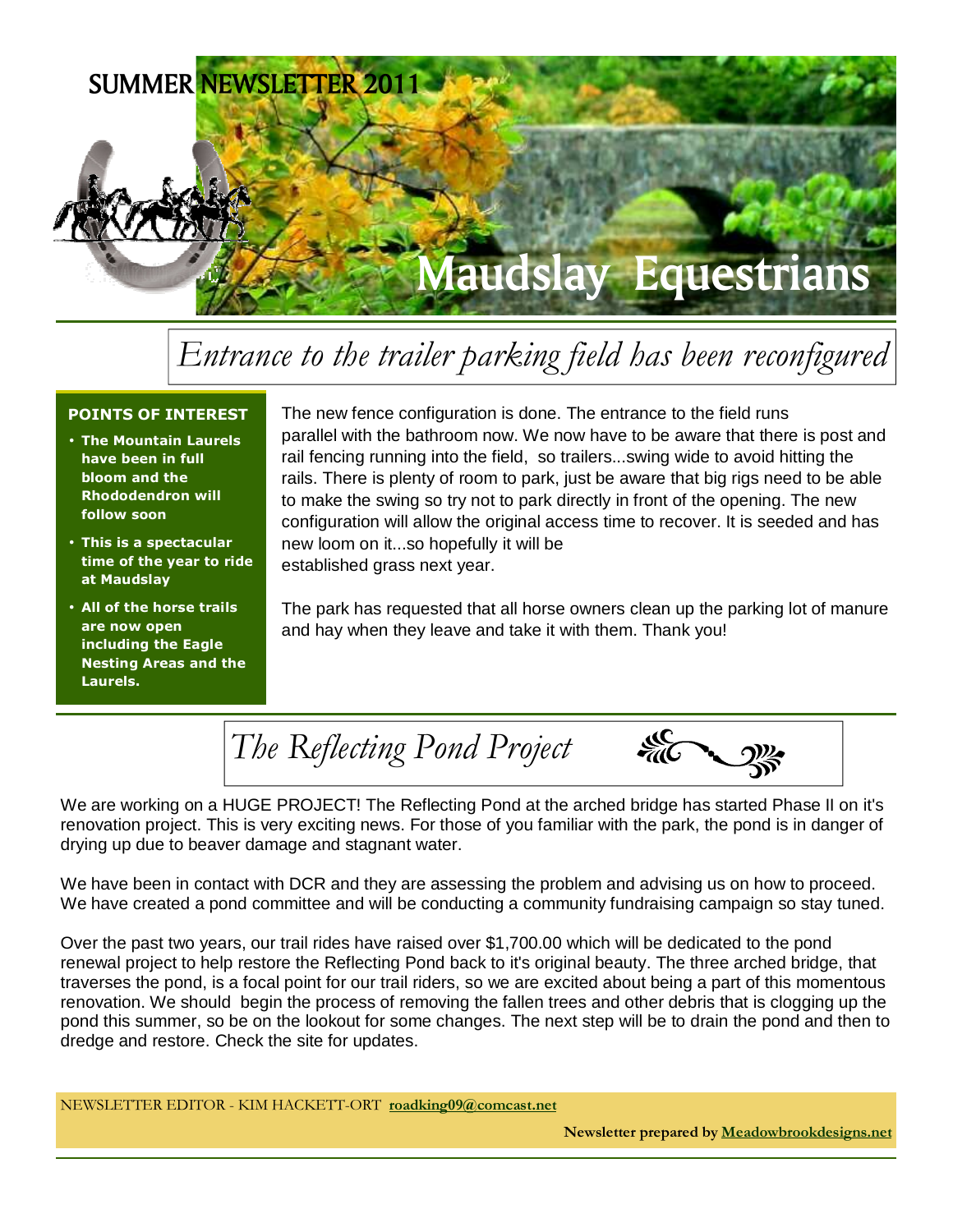SUMMER NEWSLETTER 2011

# Maudslay Equestrians

## *Entrance to the trailer parking field has been reconfigured*

**POINTS OF INTEREST**

- **The Mountain Laurels have been in full bloom and the Rhododendron will follow soon**
- **This is a spectacular time of the year to ride at Maudslay**
- **All of the horse trails are now open including the Eagle Nesting Areas and the Laurels.**

The new fence configuration is done. The entrance to the field runs parallel with the bathroom now. We now have to be aware that there is post and rail fencing running into the field, so trailers...swing wide to avoid hitting the rails. There is plenty of room to park, just be aware that big rigs need to be able to make the swing so try not to park directly in front of the opening. The new configuration will allow the original access time to recover. It is seeded and has new loom on it...so hopefully it will be established grass next year.

The park has requested that all horse owners clean up the parking lot of manure and hay when they leave and take it with them. Thank you!

## *The Reflecting Pond Project*

We are working on a HUGE PROJECT! The Reflecting Pond at the arched bridge has started Phase II on it's renovation project. This is very exciting news. For those of you familiar with the park, the pond is in danger of drying up due to beaver damage and stagnant water.

We have been in contact with DCR and they are assessing the problem and advising us on how to proceed. We have created a pond committee and will be conducting a community fundraising campaign so stay tuned.

Over the past two years, our trail rides have raised over $1,700.00 which will be dedicated to the pond renewal project to help restore the Reflecting Pond back to it's original beauty. The three arched bridge, that traverses the pond, is a focal point for our trail riders, so we are excited about being a part of this momentous renovation. We should begin the process of removing the fallen trees and other debris that is clogging up the pond this summer, so be on the lookout for some changes. The next step will be to drain the pond and then to dredge and restore. Check the site for updates.

NEWSLETTER EDITOR - KIM HACKETT-ORT **roadking09@comcast.net**

**Newsletter prepared by Meadowbrookdesigns.net**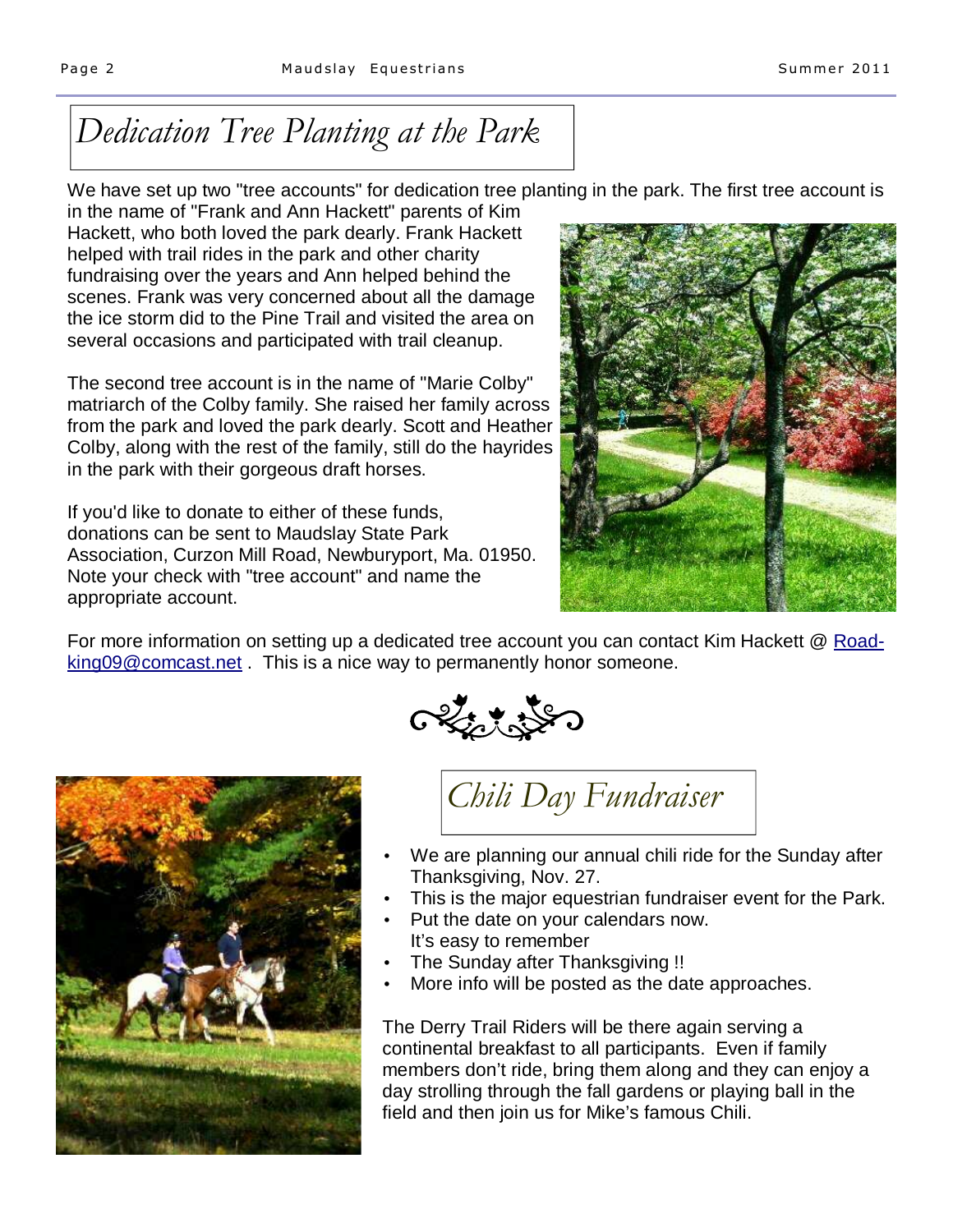## Dedication Tree Planting at the Park

We have set up two "tree accounts" for dedication tree planting in the park. The first tree account is in the name of "Frank and Ann Hackett" parents of Kim Hackett, who both loved the park dearly. Frank Hackett helped with trail rides in the park and other charity fundraising over the years and Ann helped behind the scenes. Frank was very concerned about all the damage the ice storm did to the Pine Trail and visited the area on several occasions and participated with trail cleanup.

The second tree account is in the name of "Marie Colby" matriarch of the Colby family. She raised her family across from the park and loved the park dearly. Scott and Heather Colby, along with the rest of the family, still do the hayrides in the park with their gorgeous draft horses.

If you'd like to donate to either of these funds, donations can be sent to Maudslay State Park Association, Curzon Mill Road, Newburyport, Ma. 01950. Note your check with "tree account" and name the appropriate account.

For more information on setting up a dedicated tree account you can contact Kim Hackett @ [Road-king09@comcast.net](mailto:Road-king09@comcast.net) . This is a nice way to permanently honor someone.

## Chili Day Fundraiser

- We are planning our annual chili ride for the Sunday after Thanksgiving, Nov. 27.
- This is the major equestrian fundraiser event for the Park.
- Put the date on your calendars now.
  It's easy to remember
- The Sunday after Thanksgiving !!
- More info will be posted as the date approaches.

The Derry Trail Riders will be there again serving a continental breakfast to all participants. Even if family members don't ride, bring them along and they can enjoy a day strolling through the fall gardens or playing ball in the field and then join us for Mike's famous Chili.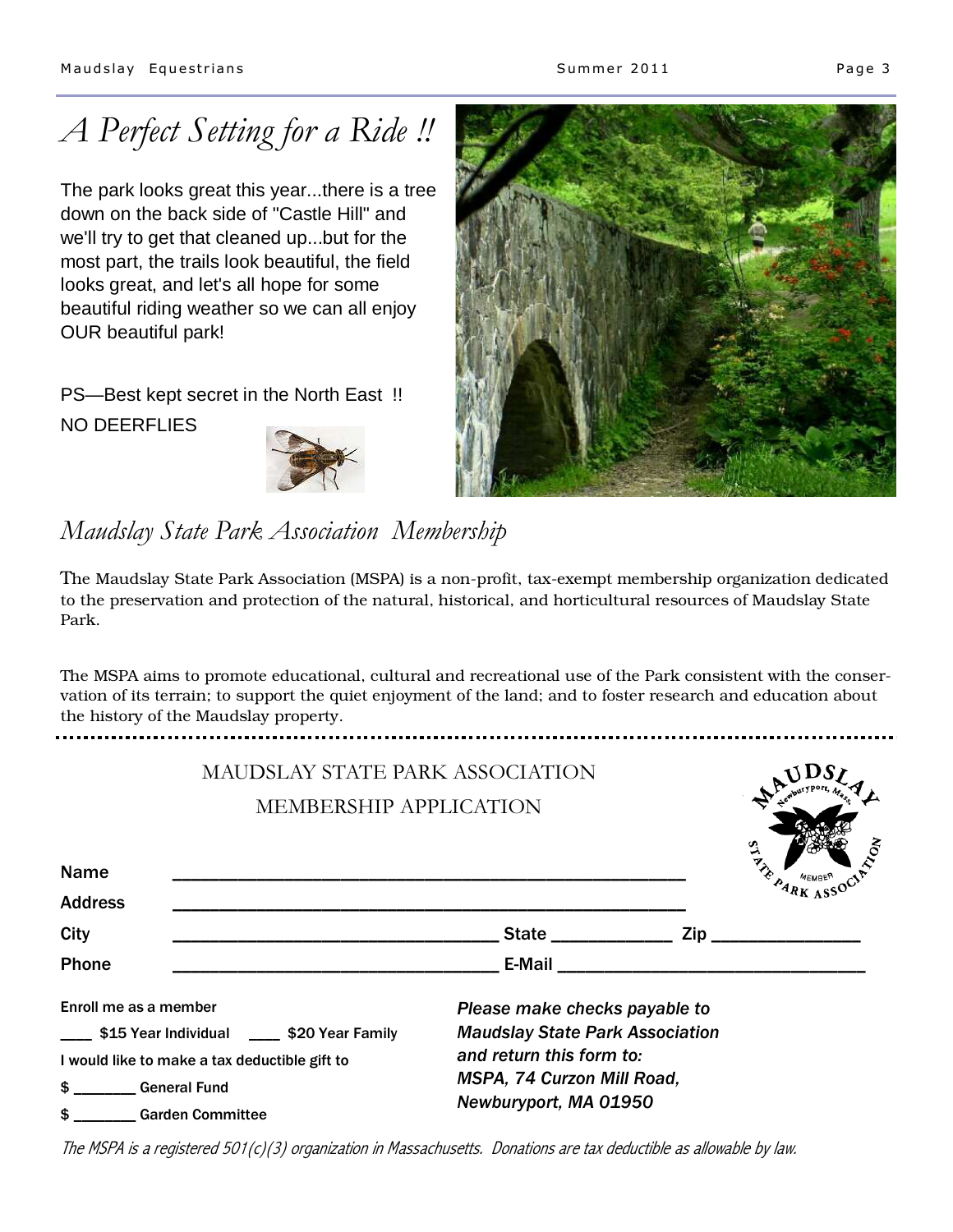# A Perfect Setting for a Ride !!

The park looks great this year...there is a tree down on the back side of "Castle Hill" and we'll try to get that cleaned up...but for the most part, the trails look beautiful, the field looks great, and let's all hope for some beautiful riding weather so we can all enjoy OUR beautiful park!

PS—Best kept secret in the North East !!

NO DEERFLIES

## Maudslay State Park Association Membership

The Maudslay State Park Association (MSPA) is a non-profit, tax-exempt membership organization dedicated to the preservation and protection of the natural, historical, and horticultural resources of Maudslay State Park.

The MSPA aims to promote educational, cultural and recreational use of the Park consistent with the conservation of its terrain; to support the quiet enjoyment of the land; and to foster research and education about the history of the Maudslay property.

---

### MAUDSLAY STATE PARK ASSOCIATION
### MEMBERSHIP APPLICATION

**Name** ______________________________________________

**Address** ______________________________________________

**City** ______________________________ **State** ___________ **Zip** _____________

**Phone** ______________________________ **E-Mail** ____________________________

Enroll me as a member

____ $15 Year Individual ____ $20 Year Family

I would like to make a tax deductible gift to

$ _______ General Fund

$ _______ Garden Committee

***Please make checks payable to Maudslay State Park Association and return this form to: MSPA, 74 Curzon Mill Road, Newburyport, MA 01950***

*The MSPA is a registered 501(c)(3) organization in Massachusetts. Donations are tax deductible as allowable by law.*